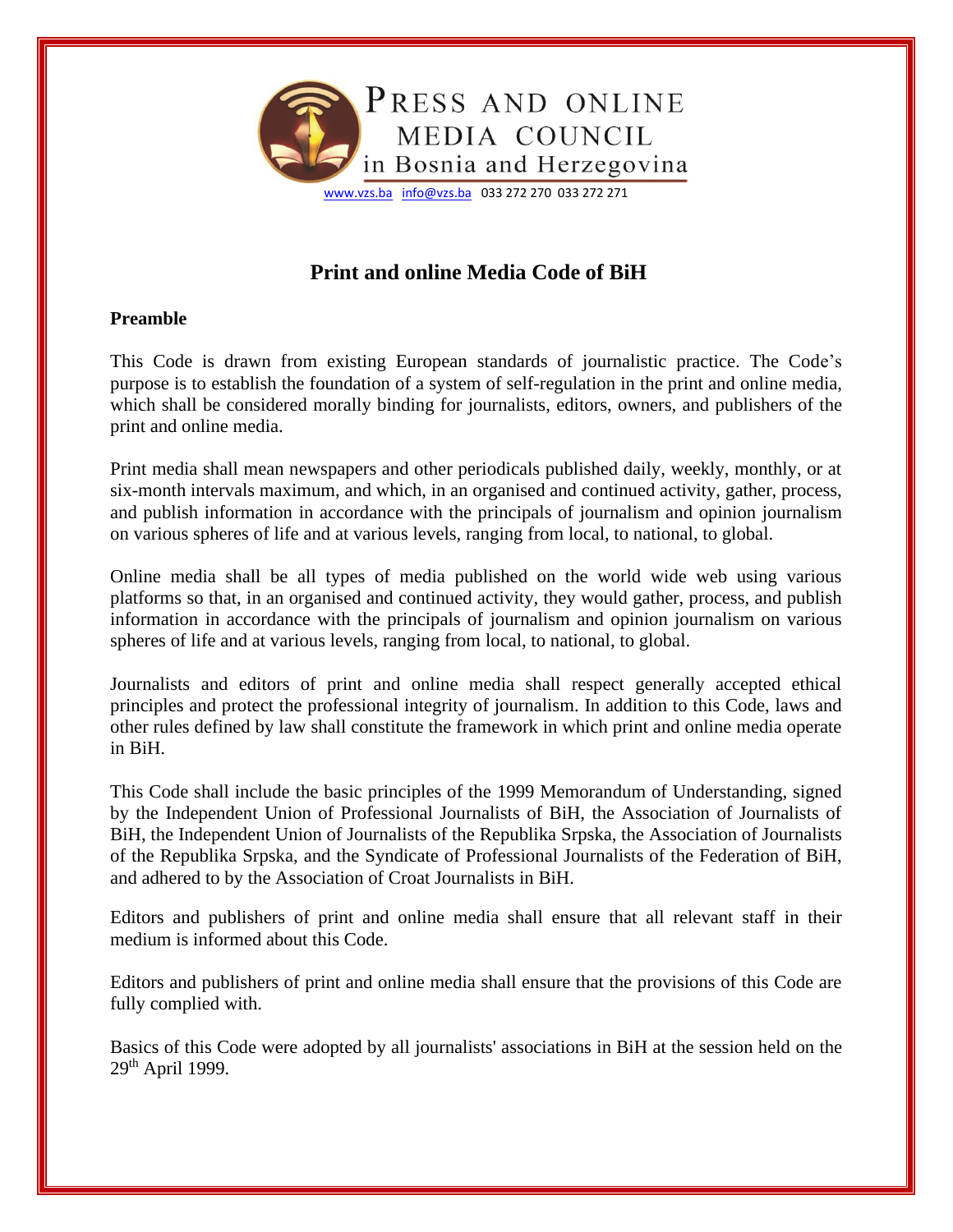PRESS AND ONLINE MEDIA COUNCIL in Bosnia and Herzegovina

www.vzs.ba info@vzs.ba 033 272 270 033 272 271

# Print and online Media Code of BiH

## Preamble

This Code is drawn from existing European standards of journalistic practice. The Code's purpose is to establish the foundation of a system of self-regulation in the print and online media, which shall be considered morally binding for journalists, editors, owners, and publishers of the print and online media.

Print media shall mean newspapers and other periodicals published daily, weekly, monthly, or at six-month intervals maximum, and which, in an organised and continued activity, gather, process, and publish information in accordance with the principals of journalism and opinion journalism on various spheres of life and at various levels, ranging from local, to national, to global.

Online media shall be all types of media published on the world wide web using various platforms so that, in an organised and continued activity, they would gather, process, and publish information in accordance with the principals of journalism and opinion journalism on various spheres of life and at various levels, ranging from local, to national, to global.

Journalists and editors of print and online media shall respect generally accepted ethical principles and protect the professional integrity of journalism. In addition to this Code, laws and other rules defined by law shall constitute the framework in which print and online media operate in BiH.

This Code shall include the basic principles of the 1999 Memorandum of Understanding, signed by the Independent Union of Professional Journalists of BiH, the Association of Journalists of BiH, the Independent Union of Journalists of the Republika Srpska, the Association of Journalists of the Republika Srpska, and the Syndicate of Professional Journalists of the Federation of BiH, and adhered to by the Association of Croat Journalists in BiH.

Editors and publishers of print and online media shall ensure that all relevant staff in their medium is informed about this Code.

Editors and publishers of print and online media shall ensure that the provisions of this Code are fully complied with.

Basics of this Code were adopted by all journalists' associations in BiH at the session held on the 29th April 1999.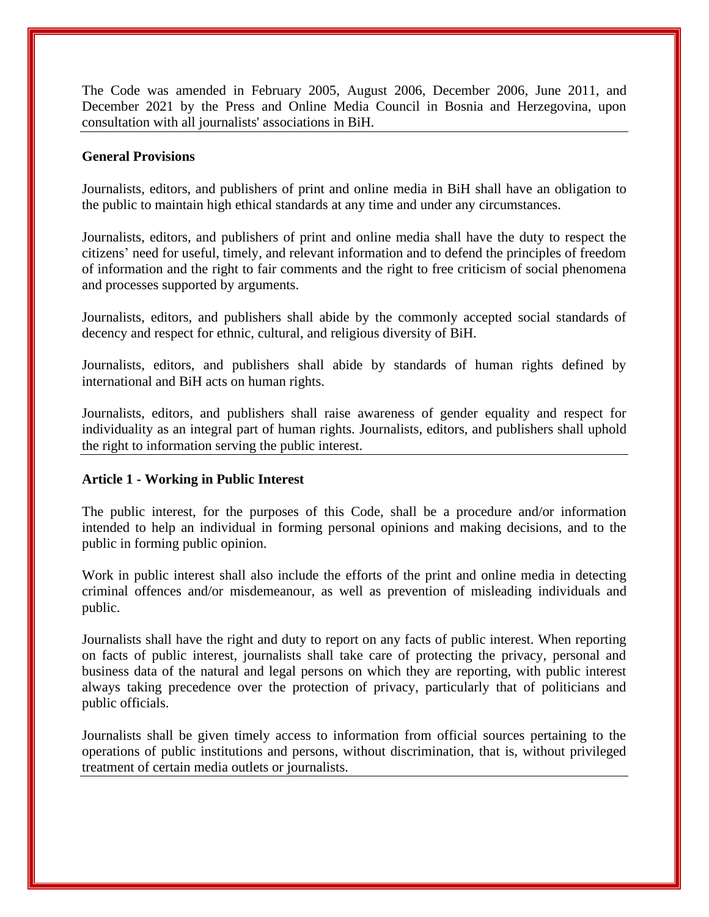The Code was amended in February 2005, August 2006, December 2006, June 2011, and December 2021 by the Press and Online Media Council in Bosnia and Herzegovina, upon consultation with all journalists' associations in BiH.

## General Provisions

Journalists, editors, and publishers of print and online media in BiH shall have an obligation to the public to maintain high ethical standards at any time and under any circumstances.

Journalists, editors, and publishers of print and online media shall have the duty to respect the citizens' need for useful, timely, and relevant information and to defend the principles of freedom of information and the right to fair comments and the right to free criticism of social phenomena and processes supported by arguments.

Journalists, editors, and publishers shall abide by the commonly accepted social standards of decency and respect for ethnic, cultural, and religious diversity of BiH.

Journalists, editors, and publishers shall abide by standards of human rights defined by international and BiH acts on human rights.

Journalists, editors, and publishers shall raise awareness of gender equality and respect for individuality as an integral part of human rights. Journalists, editors, and publishers shall uphold the right to information serving the public interest.

## Article 1 - Working in Public Interest

The public interest, for the purposes of this Code, shall be a procedure and/or information intended to help an individual in forming personal opinions and making decisions, and to the public in forming public opinion.

Work in public interest shall also include the efforts of the print and online media in detecting criminal offences and/or misdemeanour, as well as prevention of misleading individuals and public.

Journalists shall have the right and duty to report on any facts of public interest. When reporting on facts of public interest, journalists shall take care of protecting the privacy, personal and business data of the natural and legal persons on which they are reporting, with public interest always taking precedence over the protection of privacy, particularly that of politicians and public officials.

Journalists shall be given timely access to information from official sources pertaining to the operations of public institutions and persons, without discrimination, that is, without privileged treatment of certain media outlets or journalists.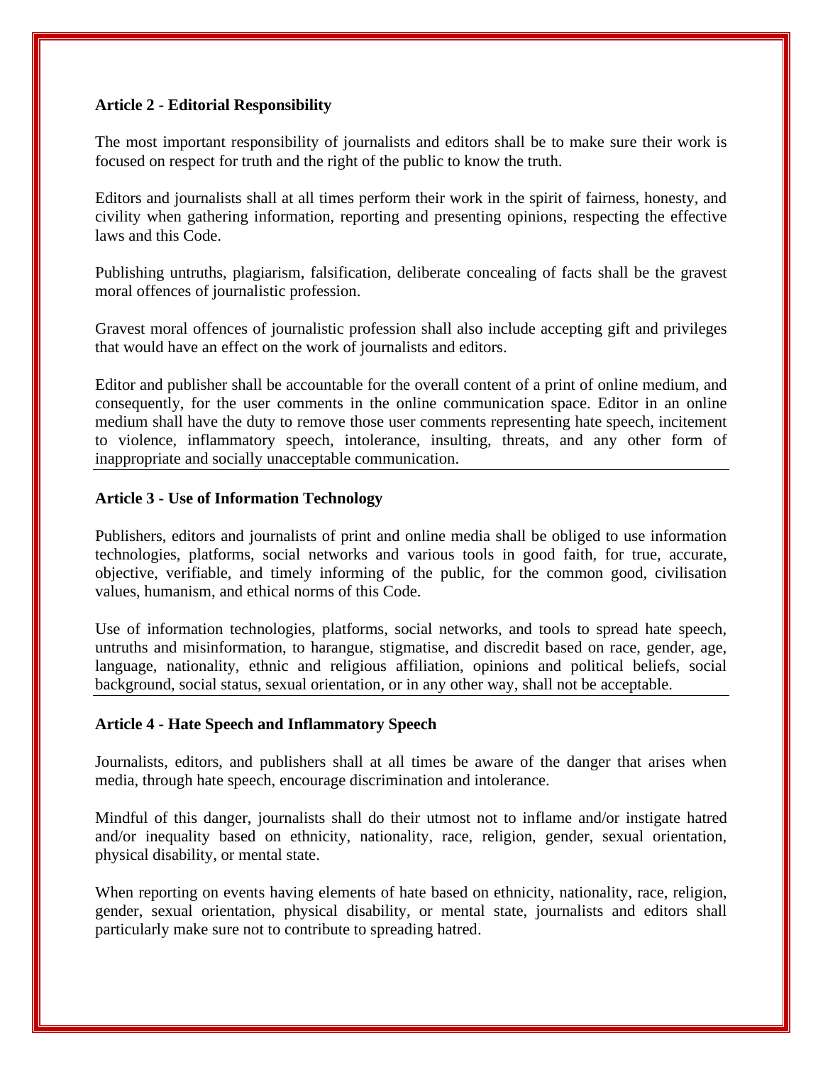### Article 2 - Editorial Responsibility

The most important responsibility of journalists and editors shall be to make sure their work is focused on respect for truth and the right of the public to know the truth.

Editors and journalists shall at all times perform their work in the spirit of fairness, honesty, and civility when gathering information, reporting and presenting opinions, respecting the effective laws and this Code.

Publishing untruths, plagiarism, falsification, deliberate concealing of facts shall be the gravest moral offences of journalistic profession.

Gravest moral offences of journalistic profession shall also include accepting gift and privileges that would have an effect on the work of journalists and editors.

Editor and publisher shall be accountable for the overall content of a print of online medium, and consequently, for the user comments in the online communication space. Editor in an online medium shall have the duty to remove those user comments representing hate speech, incitement to violence, inflammatory speech, intolerance, insulting, threats, and any other form of inappropriate and socially unacceptable communication.

### Article 3 - Use of Information Technology

Publishers, editors and journalists of print and online media shall be obliged to use information technologies, platforms, social networks and various tools in good faith, for true, accurate, objective, verifiable, and timely informing of the public, for the common good, civilisation values, humanism, and ethical norms of this Code.

Use of information technologies, platforms, social networks, and tools to spread hate speech, untruths and misinformation, to harangue, stigmatise, and discredit based on race, gender, age, language, nationality, ethnic and religious affiliation, opinions and political beliefs, social background, social status, sexual orientation, or in any other way, shall not be acceptable.

### Article 4 - Hate Speech and Inflammatory Speech

Journalists, editors, and publishers shall at all times be aware of the danger that arises when media, through hate speech, encourage discrimination and intolerance.

Mindful of this danger, journalists shall do their utmost not to inflame and/or instigate hatred and/or inequality based on ethnicity, nationality, race, religion, gender, sexual orientation, physical disability, or mental state.

When reporting on events having elements of hate based on ethnicity, nationality, race, religion, gender, sexual orientation, physical disability, or mental state, journalists and editors shall particularly make sure not to contribute to spreading hatred.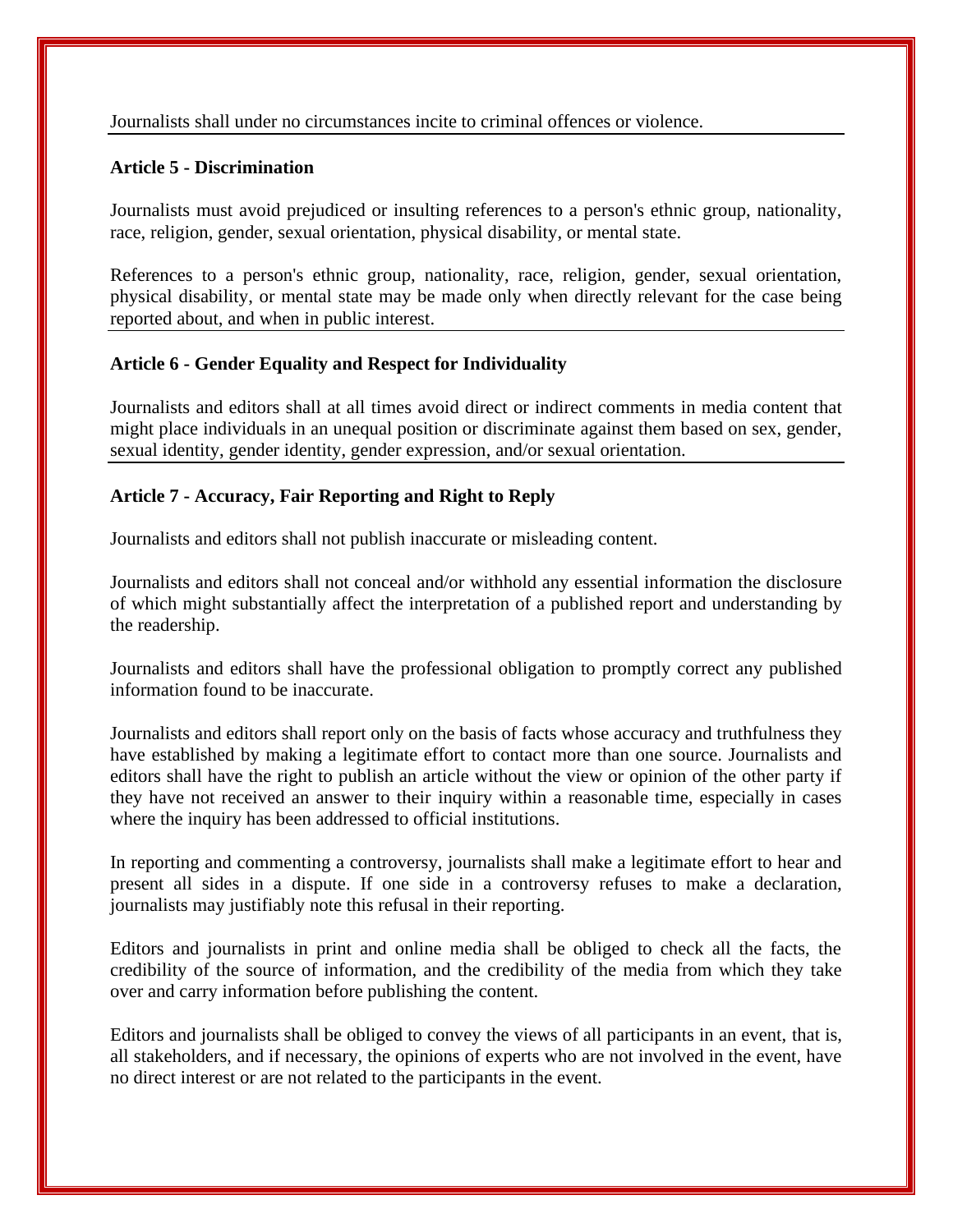Journalists shall under no circumstances incite to criminal offences or violence.

**Article 5 - Discrimination**

Journalists must avoid prejudiced or insulting references to a person's ethnic group, nationality, race, religion, gender, sexual orientation, physical disability, or mental state.

References to a person's ethnic group, nationality, race, religion, gender, sexual orientation, physical disability, or mental state may be made only when directly relevant for the case being reported about, and when in public interest.

**Article 6 - Gender Equality and Respect for Individuality**

Journalists and editors shall at all times avoid direct or indirect comments in media content that might place individuals in an unequal position or discriminate against them based on sex, gender, sexual identity, gender identity, gender expression, and/or sexual orientation.

**Article 7 - Accuracy, Fair Reporting and Right to Reply**

Journalists and editors shall not publish inaccurate or misleading content.

Journalists and editors shall not conceal and/or withhold any essential information the disclosure of which might substantially affect the interpretation of a published report and understanding by the readership.

Journalists and editors shall have the professional obligation to promptly correct any published information found to be inaccurate.

Journalists and editors shall report only on the basis of facts whose accuracy and truthfulness they have established by making a legitimate effort to contact more than one source. Journalists and editors shall have the right to publish an article without the view or opinion of the other party if they have not received an answer to their inquiry within a reasonable time, especially in cases where the inquiry has been addressed to official institutions.

In reporting and commenting a controversy, journalists shall make a legitimate effort to hear and present all sides in a dispute. If one side in a controversy refuses to make a declaration, journalists may justifiably note this refusal in their reporting.

Editors and journalists in print and online media shall be obliged to check all the facts, the credibility of the source of information, and the credibility of the media from which they take over and carry information before publishing the content.

Editors and journalists shall be obliged to convey the views of all participants in an event, that is, all stakeholders, and if necessary, the opinions of experts who are not involved in the event, have no direct interest or are not related to the participants in the event.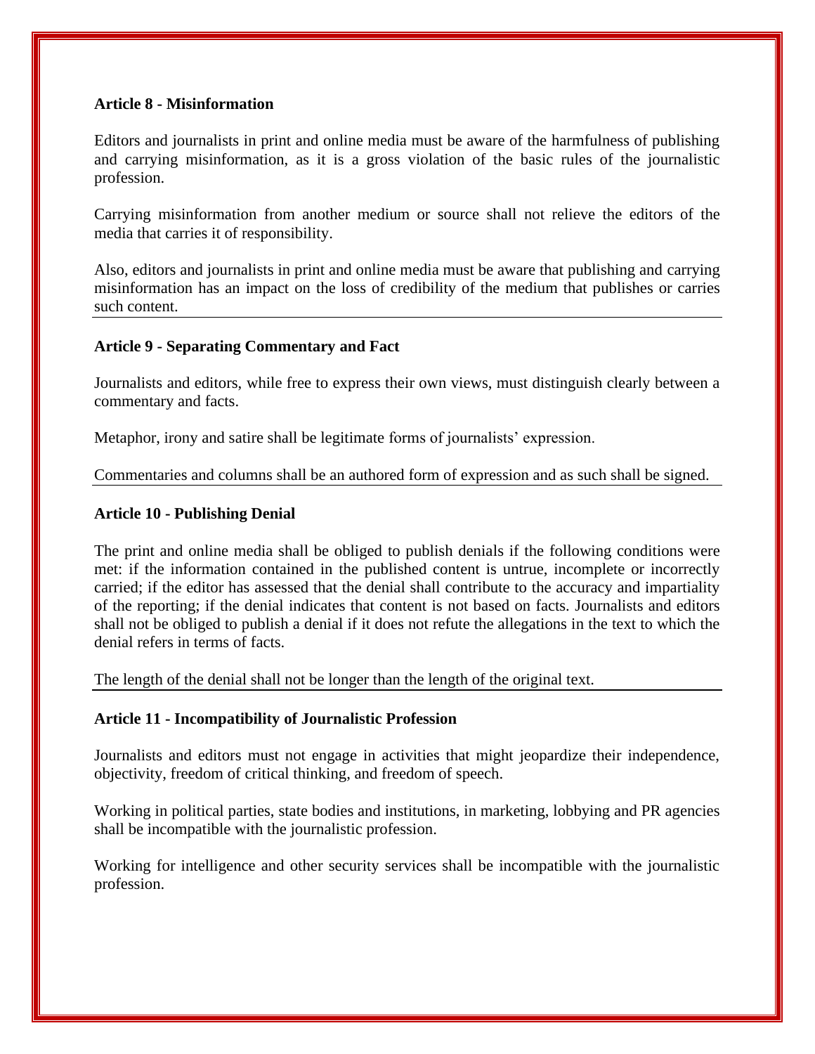**Article 8 - Misinformation**

Editors and journalists in print and online media must be aware of the harmfulness of publishing and carrying misinformation, as it is a gross violation of the basic rules of the journalistic profession.

Carrying misinformation from another medium or source shall not relieve the editors of the media that carries it of responsibility.

Also, editors and journalists in print and online media must be aware that publishing and carrying misinformation has an impact on the loss of credibility of the medium that publishes or carries such content.

---

**Article 9 - Separating Commentary and Fact**

Journalists and editors, while free to express their own views, must distinguish clearly between a commentary and facts.

Metaphor, irony and satire shall be legitimate forms of journalists' expression.

Commentaries and columns shall be an authored form of expression and as such shall be signed.

---

**Article 10 - Publishing Denial**

The print and online media shall be obliged to publish denials if the following conditions were met: if the information contained in the published content is untrue, incomplete or incorrectly carried; if the editor has assessed that the denial shall contribute to the accuracy and impartiality of the reporting; if the denial indicates that content is not based on facts. Journalists and editors shall not be obliged to publish a denial if it does not refute the allegations in the text to which the denial refers in terms of facts.

The length of the denial shall not be longer than the length of the original text.

---

**Article 11 - Incompatibility of Journalistic Profession**

Journalists and editors must not engage in activities that might jeopardize their independence, objectivity, freedom of critical thinking, and freedom of speech.

Working in political parties, state bodies and institutions, in marketing, lobbying and PR agencies shall be incompatible with the journalistic profession.

Working for intelligence and other security services shall be incompatible with the journalistic profession.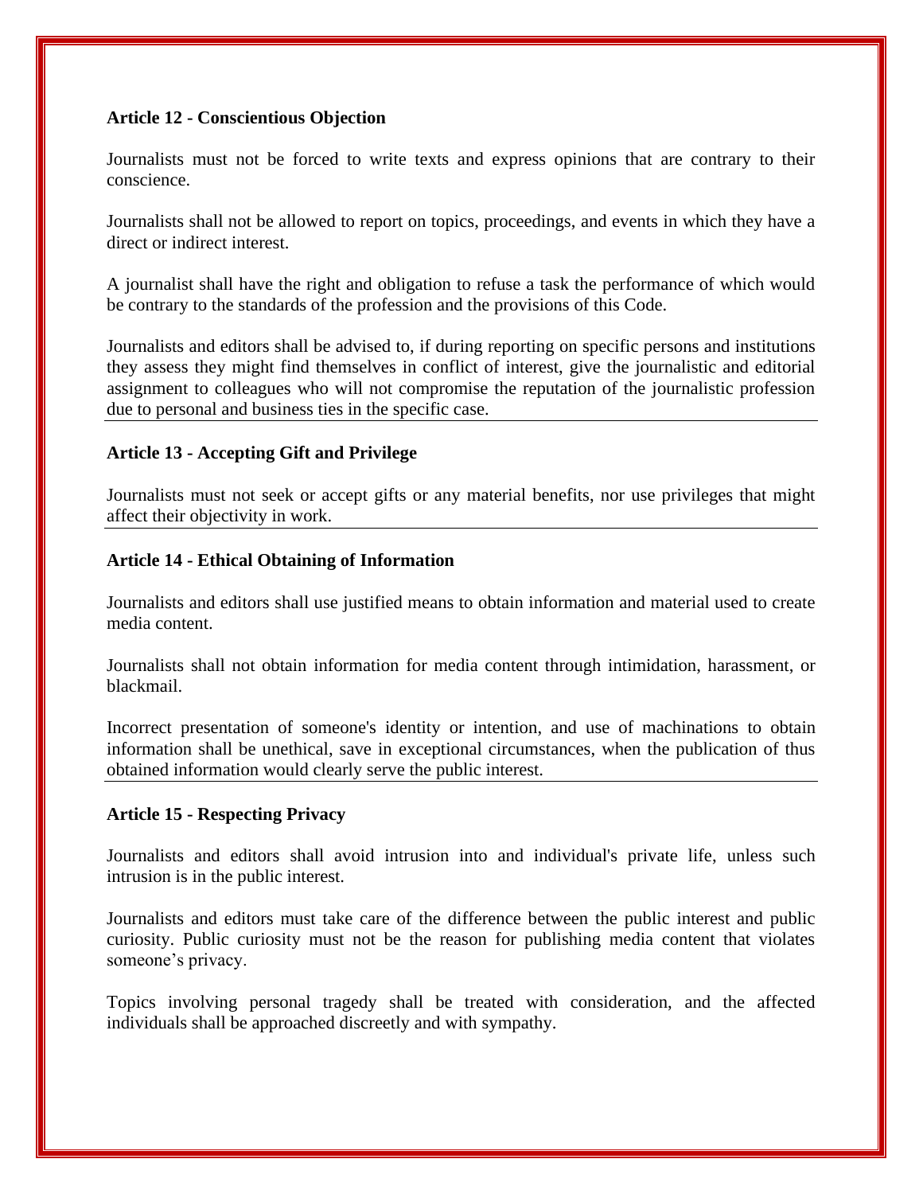**Article 12 - Conscientious Objection**

Journalists must not be forced to write texts and express opinions that are contrary to their conscience.

Journalists shall not be allowed to report on topics, proceedings, and events in which they have a direct or indirect interest.

A journalist shall have the right and obligation to refuse a task the performance of which would be contrary to the standards of the profession and the provisions of this Code.

Journalists and editors shall be advised to, if during reporting on specific persons and institutions they assess they might find themselves in conflict of interest, give the journalistic and editorial assignment to colleagues who will not compromise the reputation of the journalistic profession due to personal and business ties in the specific case.

**Article 13 - Accepting Gift and Privilege**

Journalists must not seek or accept gifts or any material benefits, nor use privileges that might affect their objectivity in work.

**Article 14 - Ethical Obtaining of Information**

Journalists and editors shall use justified means to obtain information and material used to create media content.

Journalists shall not obtain information for media content through intimidation, harassment, or blackmail.

Incorrect presentation of someone's identity or intention, and use of machinations to obtain information shall be unethical, save in exceptional circumstances, when the publication of thus obtained information would clearly serve the public interest.

**Article 15 - Respecting Privacy**

Journalists and editors shall avoid intrusion into and individual's private life, unless such intrusion is in the public interest.

Journalists and editors must take care of the difference between the public interest and public curiosity. Public curiosity must not be the reason for publishing media content that violates someone's privacy.

Topics involving personal tragedy shall be treated with consideration, and the affected individuals shall be approached discreetly and with sympathy.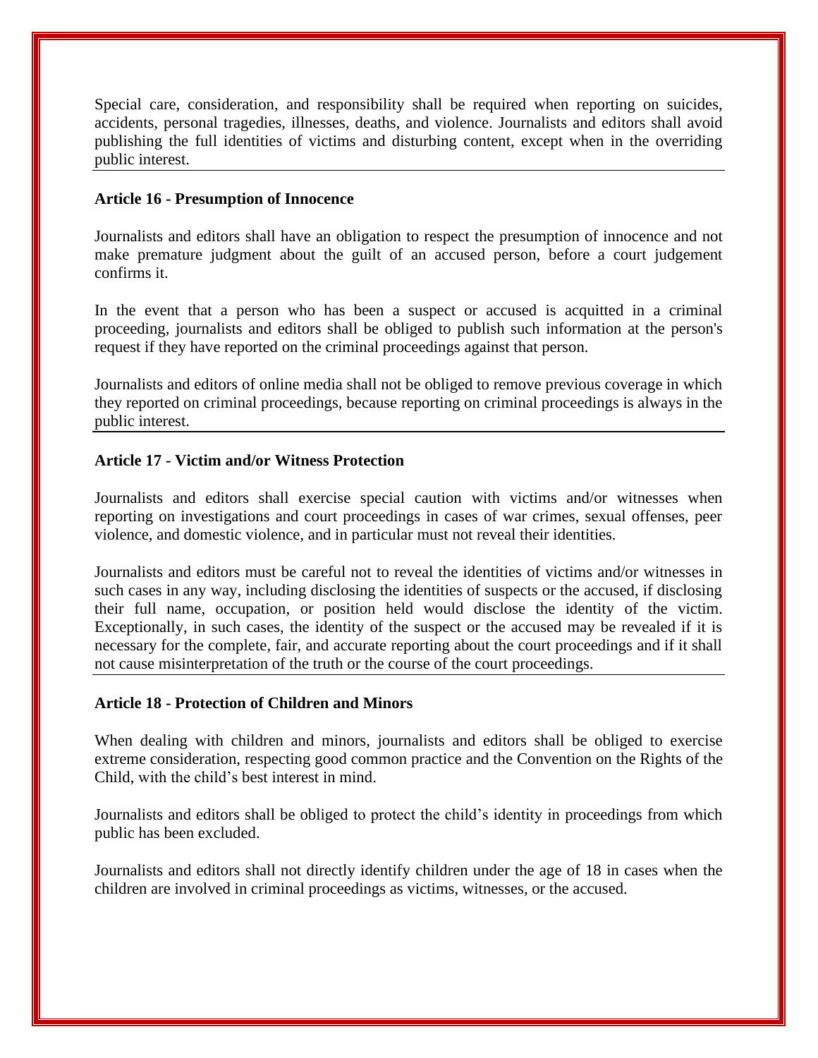Special care, consideration, and responsibility shall be required when reporting on suicides, accidents, personal tragedies, illnesses, deaths, and violence. Journalists and editors shall avoid publishing the full identities of victims and disturbing content, except when in the overriding public interest.

### Article 16 - Presumption of Innocence

Journalists and editors shall have an obligation to respect the presumption of innocence and not make premature judgment about the guilt of an accused person, before a court judgement confirms it.

In the event that a person who has been a suspect or accused is acquitted in a criminal proceeding, journalists and editors shall be obliged to publish such information at the person's request if they have reported on the criminal proceedings against that person.

Journalists and editors of online media shall not be obliged to remove previous coverage in which they reported on criminal proceedings, because reporting on criminal proceedings is always in the public interest.

### Article 17 - Victim and/or Witness Protection

Journalists and editors shall exercise special caution with victims and/or witnesses when reporting on investigations and court proceedings in cases of war crimes, sexual offenses, peer violence, and domestic violence, and in particular must not reveal their identities.

Journalists and editors must be careful not to reveal the identities of victims and/or witnesses in such cases in any way, including disclosing the identities of suspects or the accused, if disclosing their full name, occupation, or position held would disclose the identity of the victim. Exceptionally, in such cases, the identity of the suspect or the accused may be revealed if it is necessary for the complete, fair, and accurate reporting about the court proceedings and if it shall not cause misinterpretation of the truth or the course of the court proceedings.

### Article 18 - Protection of Children and Minors

When dealing with children and minors, journalists and editors shall be obliged to exercise extreme consideration, respecting good common practice and the Convention on the Rights of the Child, with the child's best interest in mind.

Journalists and editors shall be obliged to protect the child's identity in proceedings from which public has been excluded.

Journalists and editors shall not directly identify children under the age of 18 in cases when the children are involved in criminal proceedings as victims, witnesses, or the accused.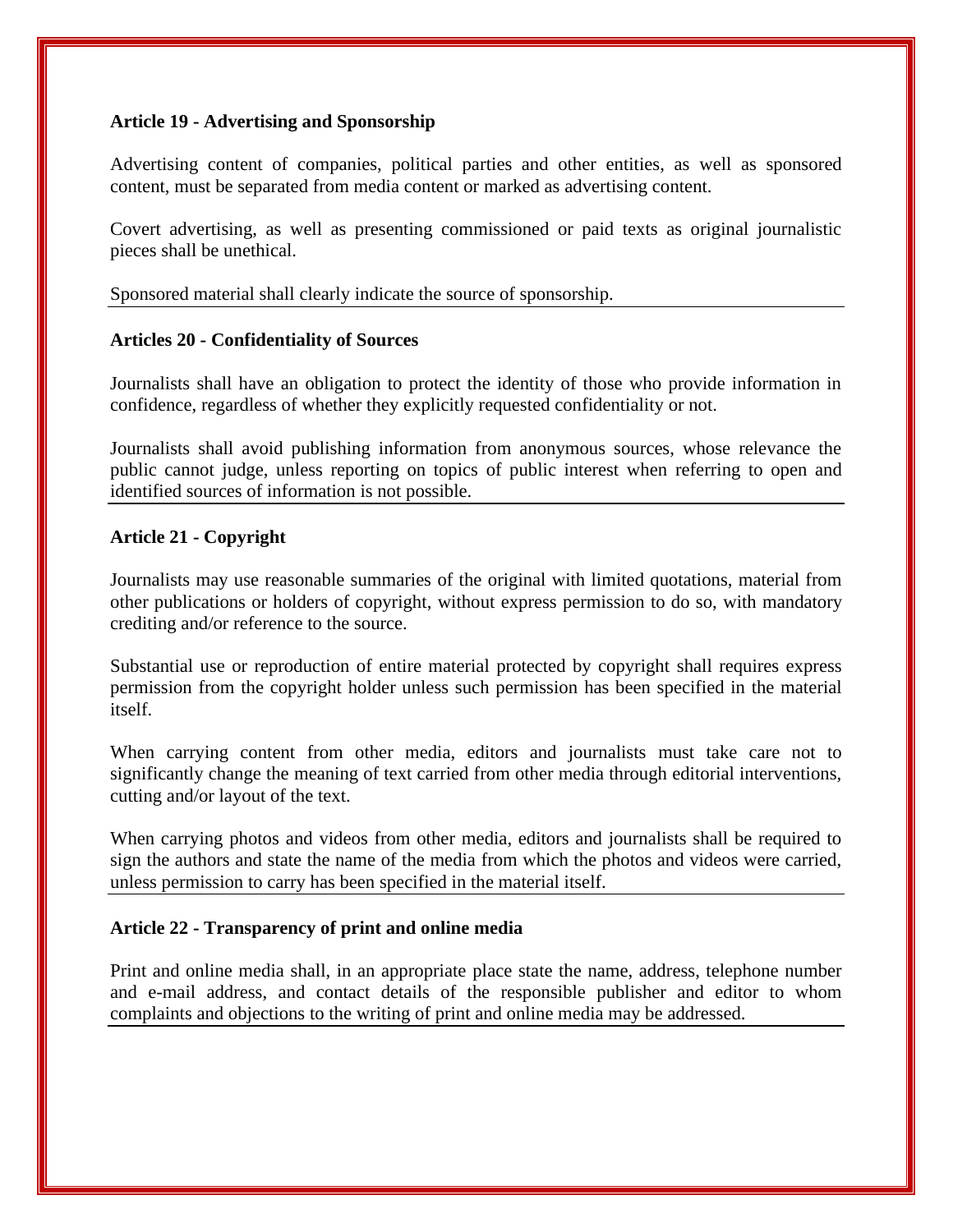**Article 19 - Advertising and Sponsorship**

Advertising content of companies, political parties and other entities, as well as sponsored content, must be separated from media content or marked as advertising content.

Covert advertising, as well as presenting commissioned or paid texts as original journalistic pieces shall be unethical.

Sponsored material shall clearly indicate the source of sponsorship.

---

**Articles 20 - Confidentiality of Sources**

Journalists shall have an obligation to protect the identity of those who provide information in confidence, regardless of whether they explicitly requested confidentiality or not.

Journalists shall avoid publishing information from anonymous sources, whose relevance the public cannot judge, unless reporting on topics of public interest when referring to open and identified sources of information is not possible.

---

**Article 21 - Copyright**

Journalists may use reasonable summaries of the original with limited quotations, material from other publications or holders of copyright, without express permission to do so, with mandatory crediting and/or reference to the source.

Substantial use or reproduction of entire material protected by copyright shall requires express permission from the copyright holder unless such permission has been specified in the material itself.

When carrying content from other media, editors and journalists must take care not to significantly change the meaning of text carried from other media through editorial interventions, cutting and/or layout of the text.

When carrying photos and videos from other media, editors and journalists shall be required to sign the authors and state the name of the media from which the photos and videos were carried, unless permission to carry has been specified in the material itself.

---

**Article 22 - Transparency of print and online media**

Print and online media shall, in an appropriate place state the name, address, telephone number and e-mail address, and contact details of the responsible publisher and editor to whom complaints and objections to the writing of print and online media may be addressed.

---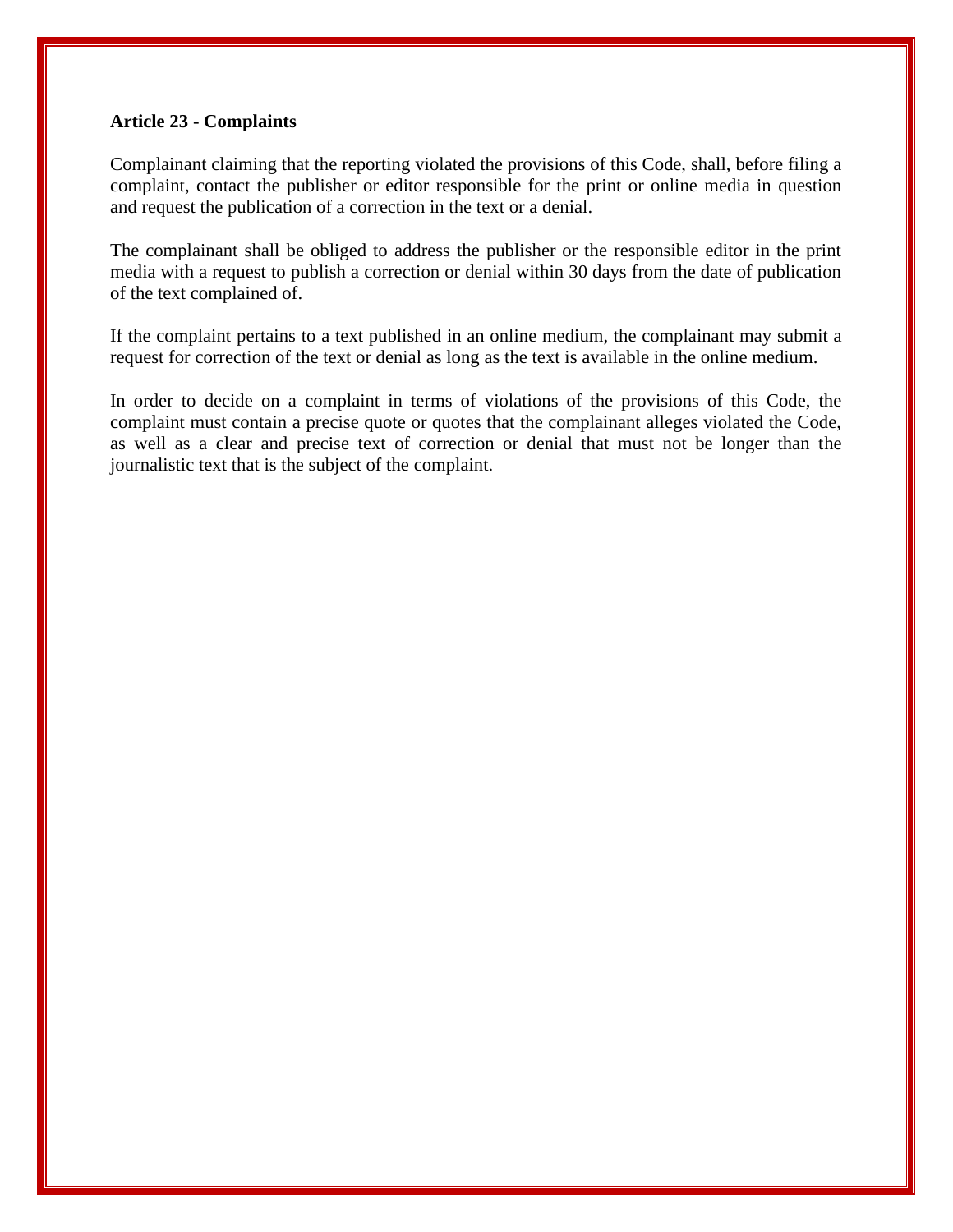**Article 23 - Complaints**

Complainant claiming that the reporting violated the provisions of this Code, shall, before filing a complaint, contact the publisher or editor responsible for the print or online media in question and request the publication of a correction in the text or a denial.

The complainant shall be obliged to address the publisher or the responsible editor in the print media with a request to publish a correction or denial within 30 days from the date of publication of the text complained of.

If the complaint pertains to a text published in an online medium, the complainant may submit a request for correction of the text or denial as long as the text is available in the online medium.

In order to decide on a complaint in terms of violations of the provisions of this Code, the complaint must contain a precise quote or quotes that the complainant alleges violated the Code, as well as a clear and precise text of correction or denial that must not be longer than the journalistic text that is the subject of the complaint.